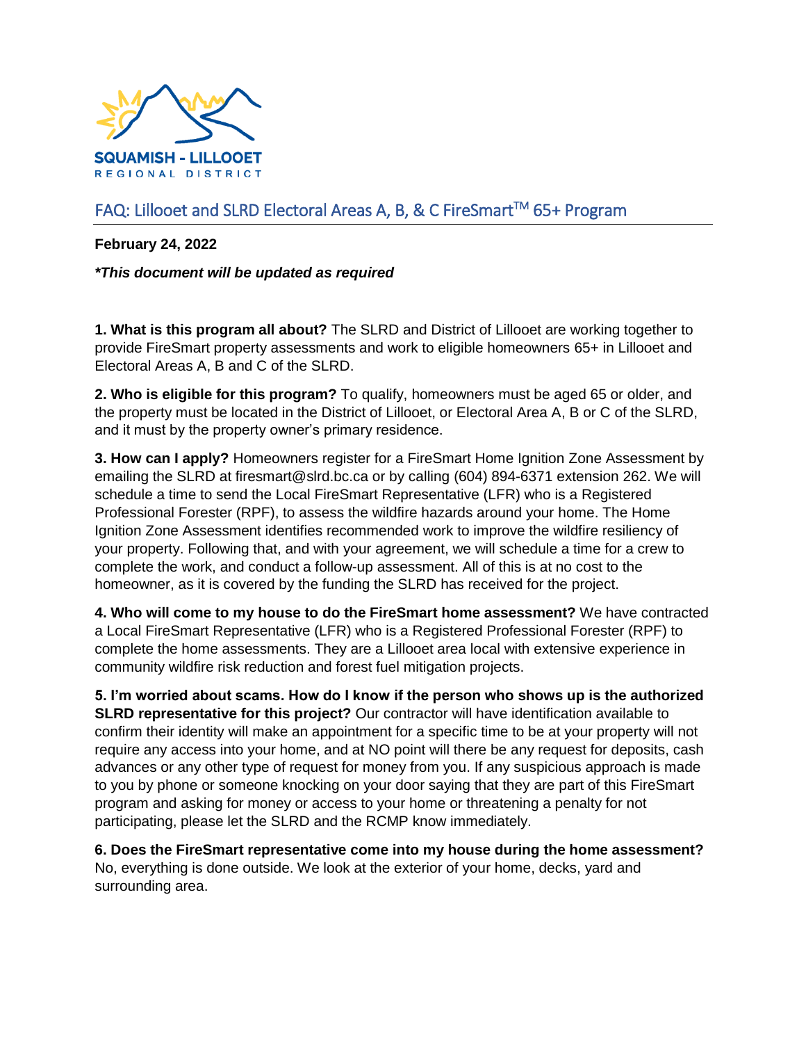SQUAMISH - LILLOOET
REGIONAL DISTRICT

# FAQ: Lillooet and SLRD Electoral Areas A, B, & C FireSmart™ 65+ Program

**February 24, 2022**

***This document will be updated as required**

**1. What is this program all about?** The SLRD and District of Lillooet are working together to provide FireSmart property assessments and work to eligible homeowners 65+ in Lillooet and Electoral Areas A, B and C of the SLRD.

**2. Who is eligible for this program?** To qualify, homeowners must be aged 65 or older, and the property must be located in the District of Lillooet, or Electoral Area A, B or C of the SLRD, and it must by the property owner's primary residence.

**3. How can I apply?** Homeowners register for a FireSmart Home Ignition Zone Assessment by emailing the SLRD at firesmart@slrd.bc.ca or by calling (604) 894-6371 extension 262. We will schedule a time to send the Local FireSmart Representative (LFR) who is a Registered Professional Forester (RPF), to assess the wildfire hazards around your home. The Home Ignition Zone Assessment identifies recommended work to improve the wildfire resiliency of your property. Following that, and with your agreement, we will schedule a time for a crew to complete the work, and conduct a follow-up assessment. All of this is at no cost to the homeowner, as it is covered by the funding the SLRD has received for the project.

**4. Who will come to my house to do the FireSmart home assessment?** We have contracted a Local FireSmart Representative (LFR) who is a Registered Professional Forester (RPF) to complete the home assessments. They are a Lillooet area local with extensive experience in community wildfire risk reduction and forest fuel mitigation projects.

**5. I'm worried about scams. How do I know if the person who shows up is the authorized SLRD representative for this project?** Our contractor will have identification available to confirm their identity will make an appointment for a specific time to be at your property will not require any access into your home, and at NO point will there be any request for deposits, cash advances or any other type of request for money from you. If any suspicious approach is made to you by phone or someone knocking on your door saying that they are part of this FireSmart program and asking for money or access to your home or threatening a penalty for not participating, please let the SLRD and the RCMP know immediately.

**6. Does the FireSmart representative come into my house during the home assessment?** No, everything is done outside. We look at the exterior of your home, decks, yard and surrounding area.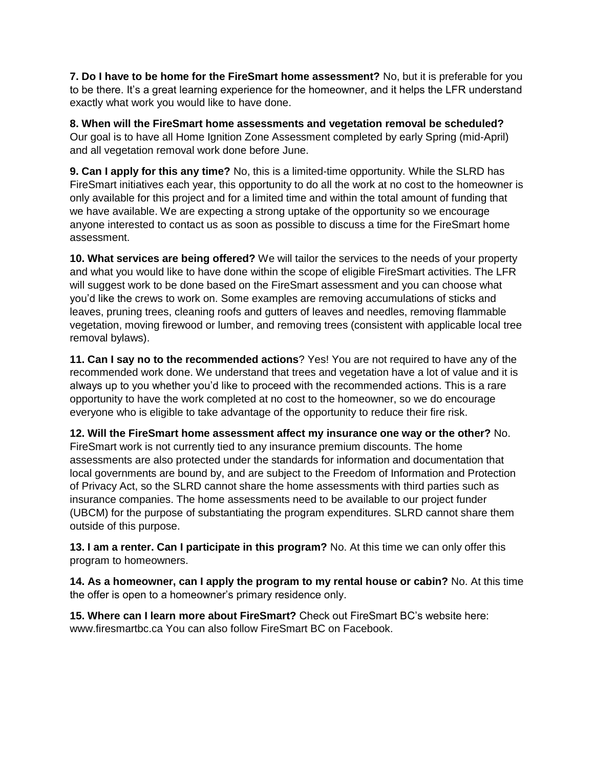**7. Do I have to be home for the FireSmart home assessment?** No, but it is preferable for you to be there. It's a great learning experience for the homeowner, and it helps the LFR understand exactly what work you would like to have done.

**8. When will the FireSmart home assessments and vegetation removal be scheduled?** Our goal is to have all Home Ignition Zone Assessment completed by early Spring (mid-April) and all vegetation removal work done before June.

**9. Can I apply for this any time?** No, this is a limited-time opportunity. While the SLRD has FireSmart initiatives each year, this opportunity to do all the work at no cost to the homeowner is only available for this project and for a limited time and within the total amount of funding that we have available. We are expecting a strong uptake of the opportunity so we encourage anyone interested to contact us as soon as possible to discuss a time for the FireSmart home assessment.

**10. What services are being offered?** We will tailor the services to the needs of your property and what you would like to have done within the scope of eligible FireSmart activities. The LFR will suggest work to be done based on the FireSmart assessment and you can choose what you'd like the crews to work on. Some examples are removing accumulations of sticks and leaves, pruning trees, cleaning roofs and gutters of leaves and needles, removing flammable vegetation, moving firewood or lumber, and removing trees (consistent with applicable local tree removal bylaws).

**11. Can I say no to the recommended actions**? Yes! You are not required to have any of the recommended work done. We understand that trees and vegetation have a lot of value and it is always up to you whether you'd like to proceed with the recommended actions. This is a rare opportunity to have the work completed at no cost to the homeowner, so we do encourage everyone who is eligible to take advantage of the opportunity to reduce their fire risk.

**12. Will the FireSmart home assessment affect my insurance one way or the other?** No. FireSmart work is not currently tied to any insurance premium discounts. The home assessments are also protected under the standards for information and documentation that local governments are bound by, and are subject to the Freedom of Information and Protection of Privacy Act, so the SLRD cannot share the home assessments with third parties such as insurance companies. The home assessments need to be available to our project funder (UBCM) for the purpose of substantiating the program expenditures. SLRD cannot share them outside of this purpose.

**13. I am a renter. Can I participate in this program?** No. At this time we can only offer this program to homeowners.

**14. As a homeowner, can I apply the program to my rental house or cabin?** No. At this time the offer is open to a homeowner's primary residence only.

**15. Where can I learn more about FireSmart?** Check out FireSmart BC's website here: www.firesmartbc.ca You can also follow FireSmart BC on Facebook.